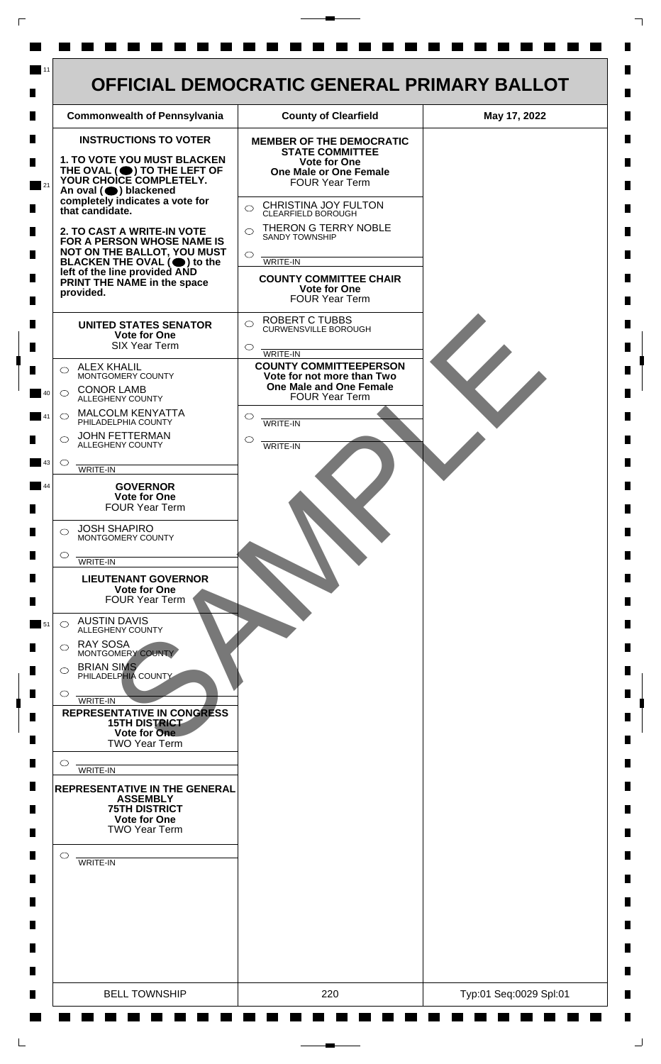# OFFICIAL DEMOCRATIC GENERAL PRIMARY BALLOT

| Commonwealth of Pennsylvania | County of Clearfield | May 17, 2022 |
|---|---|---|

**INSTRUCTIONS TO VOTER**

**1. TO VOTE YOU MUST BLACKEN THE OVAL (⬤) TO THE LEFT OF YOUR CHOICE COMPLETELY.** An oval (⬤) blackened completely indicates a vote for that candidate.

**2. TO CAST A WRITE-IN VOTE FOR A PERSON WHOSE NAME IS NOT ON THE BALLOT, YOU MUST BLACKEN THE OVAL (⬤) to the left of the line provided AND PRINT THE NAME in the space provided.**

### UNITED STATES SENATOR
**Vote for One**
SIX Year Term

- ○ ALEX KHALIL — MONTGOMERY COUNTY
- ○ CONOR LAMB — ALLEGHENY COUNTY
- ○ MALCOLM KENYATTA — PHILADELPHIA COUNTY
- ○ JOHN FETTERMAN — ALLEGHENY COUNTY
- ○ ________ WRITE-IN

### GOVERNOR
**Vote for One**
FOUR Year Term

- ○ JOSH SHAPIRO — MONTGOMERY COUNTY
- ○ ________ WRITE-IN

### LIEUTENANT GOVERNOR
**Vote for One**
FOUR Year Term

- ○ AUSTIN DAVIS — ALLEGHENY COUNTY
- ○ RAY SOSA — MONTGOMERY COUNTY
- ○ BRIAN SIMS — PHILADELPHIA COUNTY
- ○ ________ WRITE-IN

### REPRESENTATIVE IN CONGRESS
**15TH DISTRICT**
**Vote for One**
TWO Year Term

- ○ ________ WRITE-IN

### REPRESENTATIVE IN THE GENERAL ASSEMBLY
**75TH DISTRICT**
**Vote for One**
TWO Year Term

- ○ ________ WRITE-IN

### MEMBER OF THE DEMOCRATIC STATE COMMITTEE
**Vote for One**
**One Male or One Female**
FOUR Year Term

- ○ CHRISTINA JOY FULTON — CLEARFIELD BOROUGH
- ○ THERON G TERRY NOBLE — SANDY TOWNSHIP
- ○ ________ WRITE-IN

### COUNTY COMMITTEE CHAIR
**Vote for One**
FOUR Year Term

- ○ ROBERT C TUBBS — CURWENSVILLE BOROUGH
- ○ ________ WRITE-IN

### COUNTY COMMITTEEPERSON
**Vote for not more than Two**
**One Male and One Female**
FOUR Year Term

- ○ ________ WRITE-IN
- ○ ________ WRITE-IN

SAMPLE

| BELL TOWNSHIP | 220 | Typ:01 Seq:0029 Spl:01 |
|---|---|---|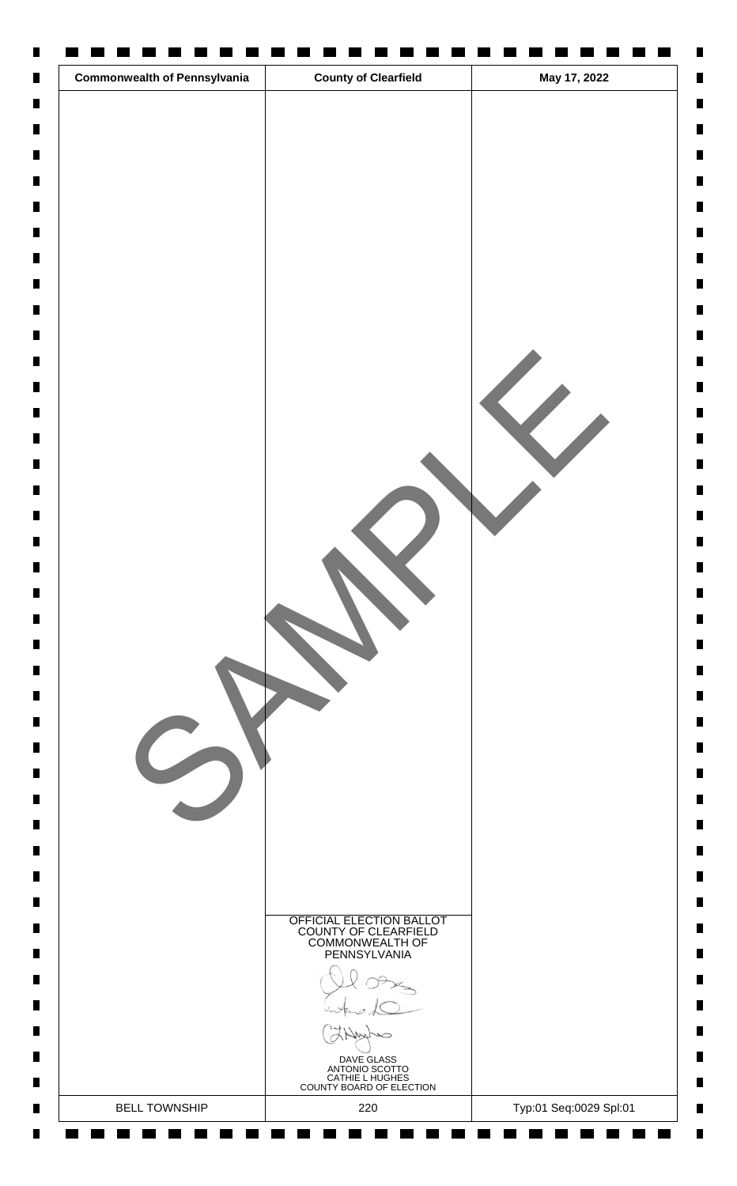| Commonwealth of Pennsylvania | County of Clearfield | May 17, 2022 |
|---|---|---|
| | | |

SAMPLE

OFFICIAL ELECTION BALLOT
COUNTY OF CLEARFIELD
COMMONWEALTH OF
PENNSYLVANIA

DAVE GLASS
ANTONIO SCOTTO
CATHIE L HUGHES
COUNTY BOARD OF ELECTION

| BELL TOWNSHIP | 220 | Typ:01 Seq:0029 Spl:01 |
|---|---|---|